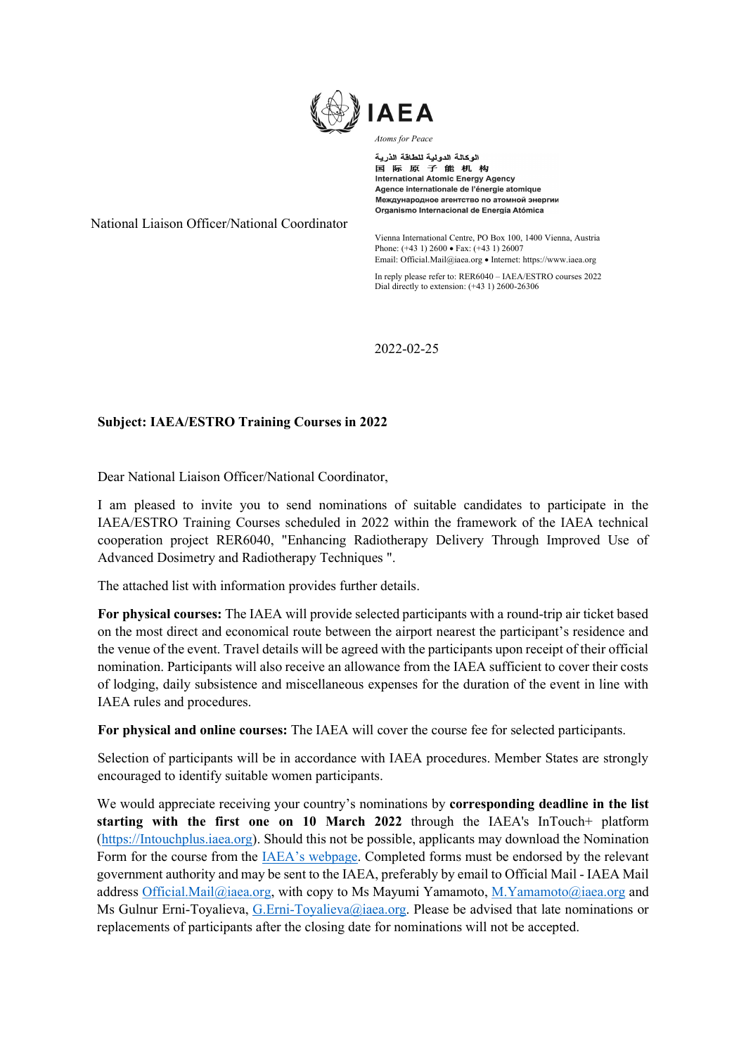IAEA

*Atoms for Peace*

الوكالة الدولية للطاقة الذرية
国 际 原 子 能 机 构
International Atomic Energy Agency
Agence internationale de l'énergie atomique
Международное агентство по атомной энергии
Organismo Internacional de Energía Atómica

National Liaison Officer/National Coordinator

Vienna International Centre, PO Box 100, 1400 Vienna, Austria
Phone: (+43 1) 2600 • Fax: (+43 1) 26007
Email: Official.Mail@iaea.org • Internet: https://www.iaea.org

In reply please refer to: RER6040 – IAEA/ESTRO courses 2022
Dial directly to extension: (+43 1) 2600-26306

2022-02-25

**Subject: IAEA/ESTRO Training Courses in 2022**

Dear National Liaison Officer/National Coordinator,

I am pleased to invite you to send nominations of suitable candidates to participate in the IAEA/ESTRO Training Courses scheduled in 2022 within the framework of the IAEA technical cooperation project RER6040, "Enhancing Radiotherapy Delivery Through Improved Use of Advanced Dosimetry and Radiotherapy Techniques ".

The attached list with information provides further details.

**For physical courses:** The IAEA will provide selected participants with a round-trip air ticket based on the most direct and economical route between the airport nearest the participant's residence and the venue of the event. Travel details will be agreed with the participants upon receipt of their official nomination. Participants will also receive an allowance from the IAEA sufficient to cover their costs of lodging, daily subsistence and miscellaneous expenses for the duration of the event in line with IAEA rules and procedures.

**For physical and online courses:** The IAEA will cover the course fee for selected participants.

Selection of participants will be in accordance with IAEA procedures. Member States are strongly encouraged to identify suitable women participants.

We would appreciate receiving your country's nominations by **corresponding deadline in the list starting with the first one on 10 March 2022** through the IAEA's InTouch+ platform (https://Intouchplus.iaea.org). Should this not be possible, applicants may download the Nomination Form for the course from the IAEA's webpage. Completed forms must be endorsed by the relevant government authority and may be sent to the IAEA, preferably by email to Official Mail - IAEA Mail address Official.Mail@iaea.org, with copy to Ms Mayumi Yamamoto, M.Yamamoto@iaea.org and Ms Gulnur Erni-Toyalieva, G.Erni-Toyalieva@iaea.org. Please be advised that late nominations or replacements of participants after the closing date for nominations will not be accepted.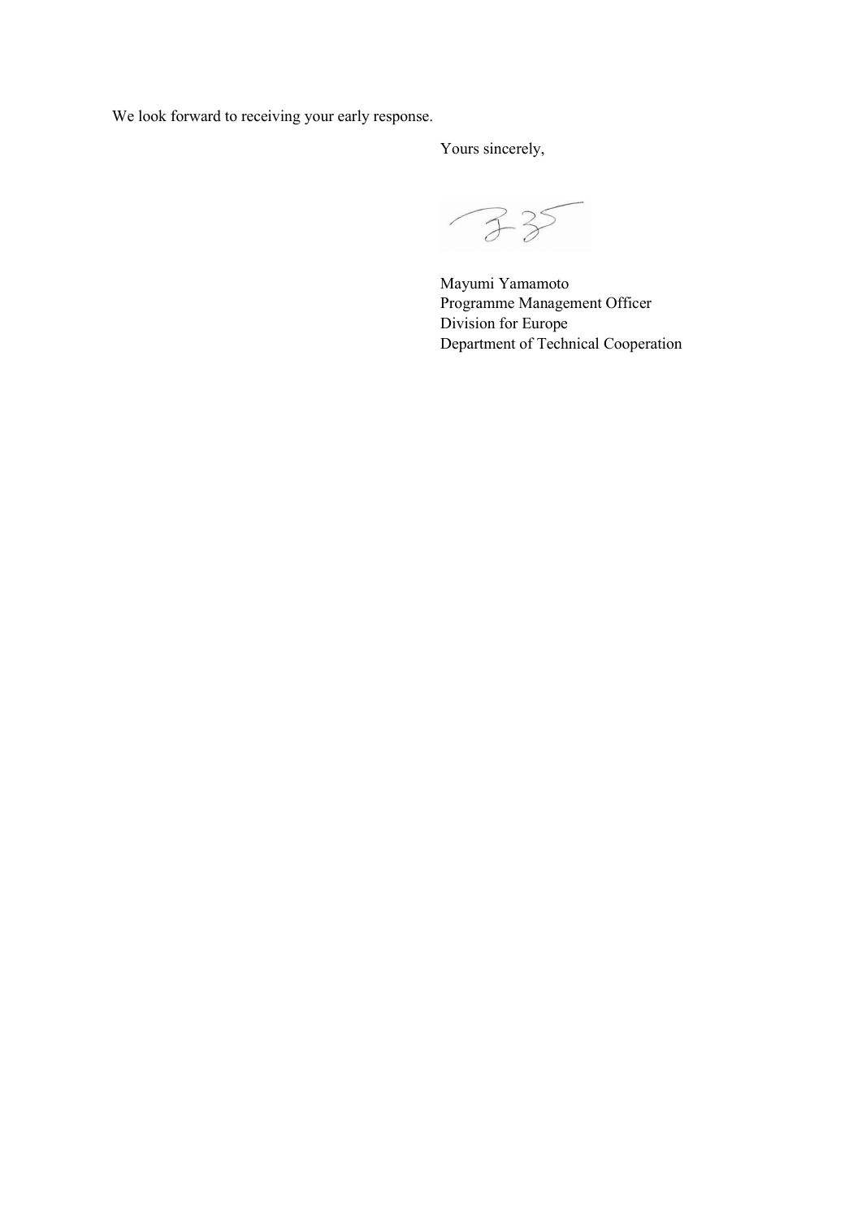We look forward to receiving your early response.

Yours sincerely,

Mayumi Yamamoto
Programme Management Officer
Division for Europe
Department of Technical Cooperation